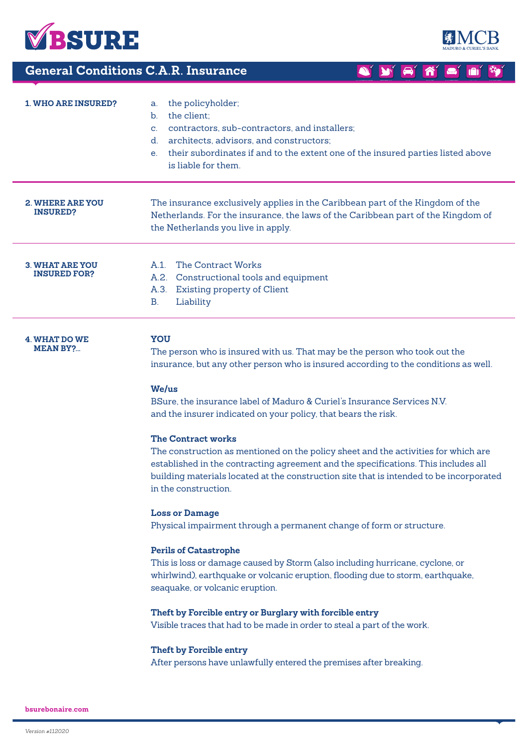# General Conditions C.A.R. Insurance

## 1. WHO ARE INSURED?

a. the policyholder;
b. the client;
c. contractors, sub-contractors, and installers;
d. architects, advisors, and constructors;
e. their subordinates if and to the extent one of the insured parties listed above is liable for them.

## 2. WHERE ARE YOU INSURED?

The insurance exclusively applies in the Caribbean part of the Kingdom of the Netherlands. For the insurance, the laws of the Caribbean part of the Kingdom of the Netherlands you live in apply.

## 3. WHAT ARE YOU INSURED FOR?

A.1. The Contract Works
A.2. Constructional tools and equipment
A.3. Existing property of Client
B. Liability

## 4. WHAT DO WE MEAN BY?...

**YOU**
The person who is insured with us. That may be the person who took out the insurance, but any other person who is insured according to the conditions as well.

**We/us**
BSure, the insurance label of Maduro & Curiel's Insurance Services N.V. and the insurer indicated on your policy, that bears the risk.

**The Contract works**
The construction as mentioned on the policy sheet and the activities for which are established in the contracting agreement and the specifications. This includes all building materials located at the construction site that is intended to be incorporated in the construction.

**Loss or Damage**
Physical impairment through a permanent change of form or structure.

**Perils of Catastrophe**
This is loss or damage caused by Storm (also including hurricane, cyclone, or whirlwind), earthquake or volcanic eruption, flooding due to storm, earthquake, seaquake, or volcanic eruption.

**Theft by Forcible entry or Burglary with forcible entry**
Visible traces that had to be made in order to steal a part of the work.

**Theft by Forcible entry**
After persons have unlawfully entered the premises after breaking.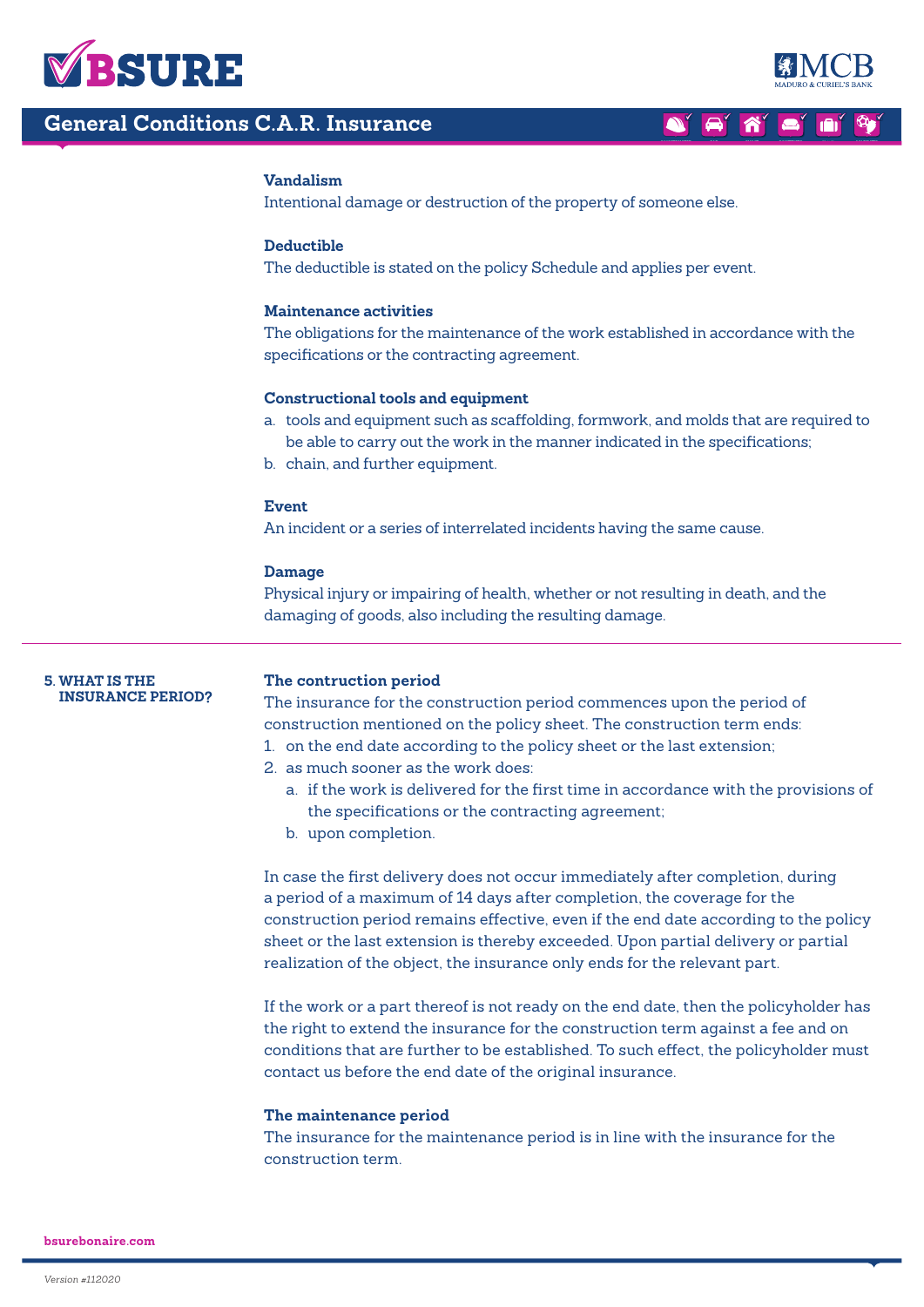**Vandalism**
Intentional damage or destruction of the property of someone else.

**Deductible**
The deductible is stated on the policy Schedule and applies per event.

**Maintenance activities**
The obligations for the maintenance of the work established in accordance with the specifications or the contracting agreement.

**Constructional tools and equipment**

a. tools and equipment such as scaffolding, formwork, and molds that are required to be able to carry out the work in the manner indicated in the specifications;
b. chain, and further equipment.

**Event**
An incident or a series of interrelated incidents having the same cause.

**Damage**
Physical injury or impairing of health, whether or not resulting in death, and the damaging of goods, also including the resulting damage.

## 5. WHAT IS THE INSURANCE PERIOD?

**The contruction period**
The insurance for the construction period commences upon the period of construction mentioned on the policy sheet. The construction term ends:

1. on the end date according to the policy sheet or the last extension;
2. as much sooner as the work does:
   a. if the work is delivered for the first time in accordance with the provisions of the specifications or the contracting agreement;
   b. upon completion.

In case the first delivery does not occur immediately after completion, during a period of a maximum of 14 days after completion, the coverage for the construction period remains effective, even if the end date according to the policy sheet or the last extension is thereby exceeded. Upon partial delivery or partial realization of the object, the insurance only ends for the relevant part.

If the work or a part thereof is not ready on the end date, then the policyholder has the right to extend the insurance for the construction term against a fee and on conditions that are further to be established. To such effect, the policyholder must contact us before the end date of the original insurance.

**The maintenance period**
The insurance for the maintenance period is in line with the insurance for the construction term.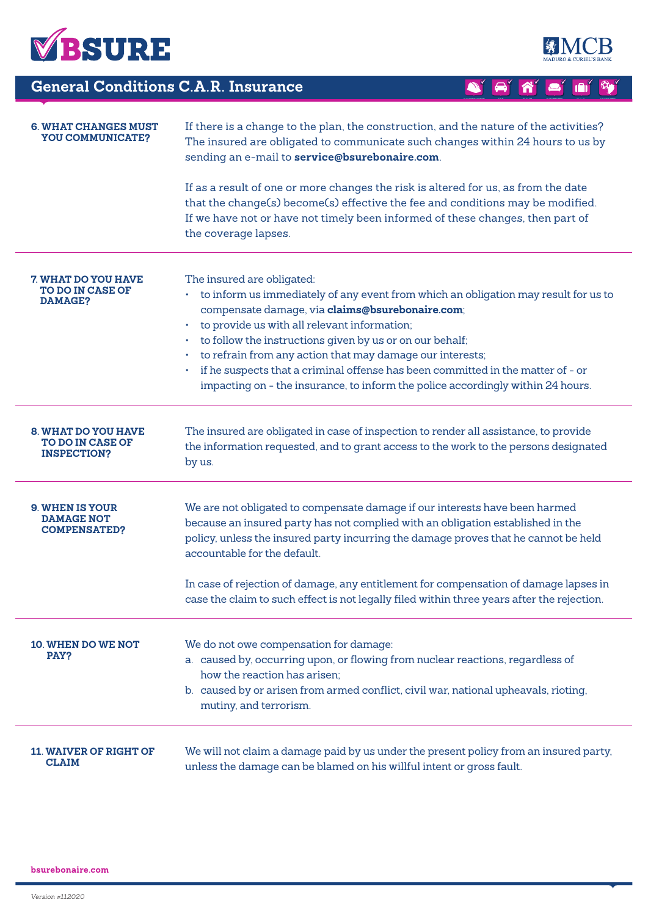## 6. WHAT CHANGES MUST YOU COMMUNICATE?

If there is a change to the plan, the construction, and the nature of the activities? The insured are obligated to communicate such changes within 24 hours to us by sending an e-mail to **service@bsurebonaire.com**.

If as a result of one or more changes the risk is altered for us, as from the date that the change(s) become(s) effective the fee and conditions may be modified. If we have not or have not timely been informed of these changes, then part of the coverage lapses.

## 7. WHAT DO YOU HAVE TO DO IN CASE OF DAMAGE?

The insured are obligated:

- to inform us immediately of any event from which an obligation may result for us to compensate damage, via **claims@bsurebonaire.com**;
- to provide us with all relevant information;
- to follow the instructions given by us or on our behalf;
- to refrain from any action that may damage our interests;
- if he suspects that a criminal offense has been committed in the matter of - or impacting on - the insurance, to inform the police accordingly within 24 hours.

## 8. WHAT DO YOU HAVE TO DO IN CASE OF INSPECTION?

The insured are obligated in case of inspection to render all assistance, to provide the information requested, and to grant access to the work to the persons designated by us.

## 9. WHEN IS YOUR DAMAGE NOT COMPENSATED?

We are not obligated to compensate damage if our interests have been harmed because an insured party has not complied with an obligation established in the policy, unless the insured party incurring the damage proves that he cannot be held accountable for the default.

In case of rejection of damage, any entitlement for compensation of damage lapses in case the claim to such effect is not legally filed within three years after the rejection.

## 10. WHEN DO WE NOT PAY?

We do not owe compensation for damage:

a. caused by, occurring upon, or flowing from nuclear reactions, regardless of how the reaction has arisen;
b. caused by or arisen from armed conflict, civil war, national upheavals, rioting, mutiny, and terrorism.

## 11. WAIVER OF RIGHT OF CLAIM

We will not claim a damage paid by us under the present policy from an insured party, unless the damage can be blamed on his willful intent or gross fault.

bsurebonaire.com

*Version #112020*